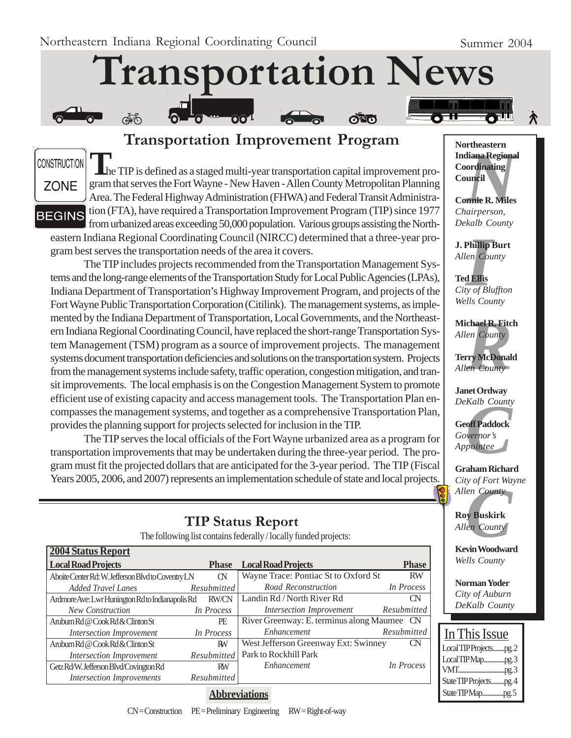Northeastern Indiana Regional Coordinating Council

Summer 2004

# Transportation News

## Transportation Improvement Program

The TIP is defined as a staged multi-year transportation capital improvement program that serves the Fort Wayne - New Haven - Allen County Metropolitan Planning Area. The Federal Highway Administration (FHWA) and Federal Transit Administration (FTA), have required a Transportation Improvement Program (TIP) since 1977 from urbanized areas exceeding 50,000 population. Various groups assisting the Northeastern Indiana Regional Coordinating Council (NIRCC) determined that a three-year program best serves the transportation needs of the area it covers.

The TIP includes projects recommended from the Transportation Management Systems and the long-range elements of the Transportation Study for Local Public Agencies (LPAs), Indiana Department of Transportation's Highway Improvement Program, and projects of the Fort Wayne Public Transportation Corporation (Citilink). The management systems, as implemented by the Indiana Department of Transportation, Local Governments, and the Northeastern Indiana Regional Coordinating Council, have replaced the short-range Transportation System Management (TSM) program as a source of improvement projects. The management systems document transportation deficiencies and solutions on the transportation system. Projects from the management systems include safety, traffic operation, congestion mitigation, and transit improvements. The local emphasis is on the Congestion Management System to promote efficient use of existing capacity and access management tools. The Transportation Plan encompasses the management systems, and together as a comprehensive Transportation Plan, provides the planning support for projects selected for inclusion in the TIP.

The TIP serves the local officials of the Fort Wayne urbanized area as a program for transportation improvements that may be undertaken during the three-year period. The program must fit the projected dollars that are anticipated for the 3-year period. The TIP (Fiscal Years 2005, 2006, and 2007) represents an implementation schedule of state and local projects.

## TIP Status Report

The following list contains federally / locally funded projects:

**2004 Status Report**

| Local Road Projects | Phase | Local Road Projects | Phase |
|---|---|---|---|
| Aboite Center Rd: W. Jefferson Blvd to Coventry LN | CN | Wayne Trace: Pontiac St to Oxford St | RW |
| *Added Travel Lanes* | *Resubmitted* | *Road Reconstruction* | *In Process* |
| Ardmore Ave: Lwr Hunington Rd to Indianapolis Rd | RW/CN | Landin Rd / North River Rd | CN |
| *New Construction* | *In Process* | *Intersection Improvement* | *Resubmitted* |
| Auburn Rd @ Cook Rd & Clinton St | PE | River Greenway: E. terminus along Maumee | CN |
| *Intersection Improvement* | *In Process* | *Enhancement* | *Resubmitted* |
| Auburn Rd @ Cook Rd & Clinton St | RW | West Jefferson Greenway Ext: Swinney Park to Rockhill Park | CN |
| *Intersection Improvement* | *Resubmitted* | *Enhancement* | *In Process* |
| Getz Rd/W. Jefferson Blvd/Covington Rd | RW | | |
| *Intersection Improvements* | *Resubmitted* | | |

**Abbreviations**

CN=Construction PE=Preliminary Engineering RW=Right-of-way

**Northeastern Indiana Regional Coordinating Council**

**Connie R. Miles**
*Chairperson, Dekalb County*

**J. Phillip Burt**
*Allen County*

**Ted Ellis**
*City of Bluffton*
*Wells County*

**Michael R. Fitch**
*Allen County*

**Terry McDonald**
*Allen County*

**Janet Ordway**
*DeKalb County*

**Geoff Paddock**
*Governor's Appointee*

**Graham Richard**
*City of Fort Wayne*
*Allen County*

**Roy Buskirk**
*Allen County*

**Kevin Woodward**
*Wells County*

**Norman Yoder**
*City of Auburn*
*DeKalb County*

**In This Issue**

- Local TIP Projects........pg. 2
- Local TIP Map..............pg. 3
- VMT................................pg. 3
- State TIP Projects.........pg. 4
- State TIP Map..............pg. 5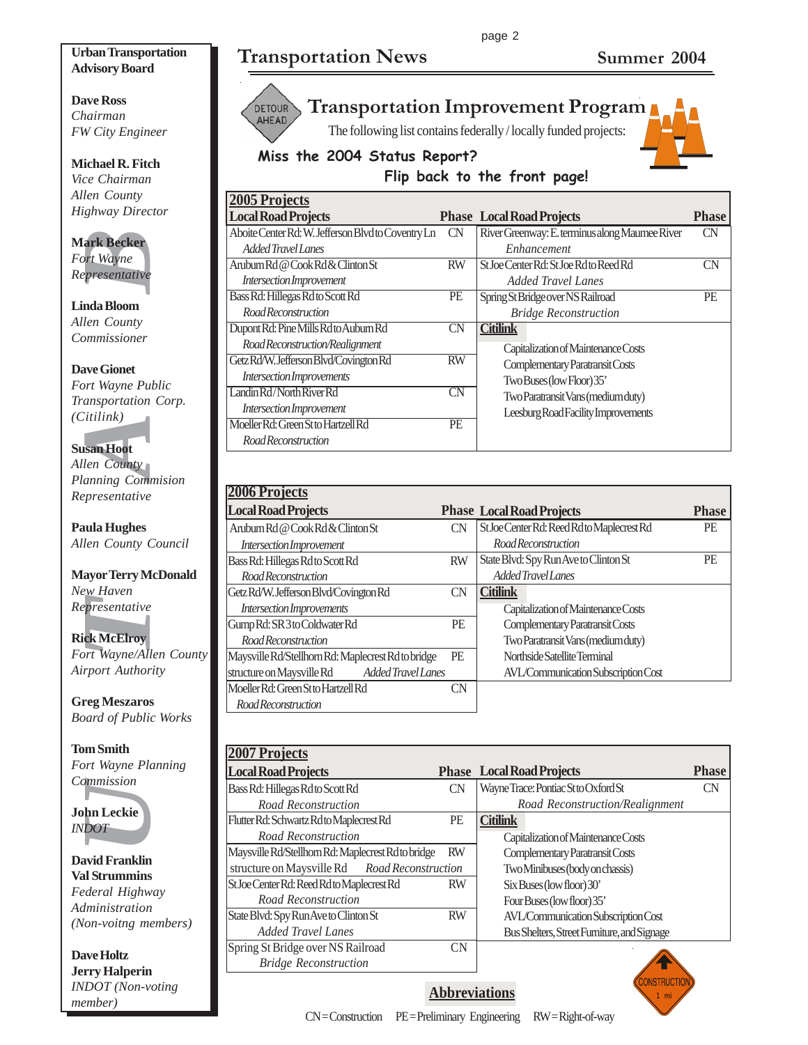**Urban Transportation Advisory Board**

**Dave Ross**
*Chairman*
*FW City Engineer*

**Michael R. Fitch**
*Vice Chairman*
*Allen County Highway Director*

**Mark Becker**
*Fort Wayne Representative*

**Linda Bloom**
*Allen County Commissioner*

**Dave Gionet**
*Fort Wayne Public Transportation Corp. (Citilink)*

**Susan Hoot**
*Allen County Planning Commision Representative*

**Paula Hughes**
*Allen County Council*

**Mayor Terry McDonald**
*New Haven Representative*

**Rick McElroy**
*Fort Wayne/Allen County Airport Authority*

**Greg Meszaros**
*Board of Public Works*

**Tom Smith**
*Fort Wayne Planning Commission*

**John Leckie**
*INDOT*

**David Franklin**
**Val Strummins**
*Federal Highway Administration (Non-voitng members)*

**Dave Holtz**
**Jerry Halperin**
*INDOT (Non-voting member)*

# Transportation Improvement Program

The following list contains federally / locally funded projects:

**Miss the 2004 Status Report? Flip back to the front page!**

## 2005 Projects

| Local Road Projects | Phase | Local Road Projects | Phase |
|---|---|---|---|
| Aboite Center Rd: W. Jefferson Blvd to Coventry Ln *Added Travel Lanes* | CN | River Greenway: E. terminus along Maumee River *Enhancement* | CN |
| Arubum Rd @ Cook Rd & Clinton St *Intersection Improvement* | RW | St Joe Center Rd: St Joe Rd to Reed Rd *Added Travel Lanes* | CN |
| Bass Rd: Hillegas Rd to Scott Rd *Road Reconstruction* | PE | Spring St Bridge over NS Railroad *Bridge Reconstruction* | PE |
| Dupont Rd: Pine Mills Rd to Auburn Rd *Road Reconstruction/Realignment* | CN | **Citilink** | |
| Getz Rd/W. Jefferson Blvd/Covington Rd *Intersection Improvements* | RW | Capitalization of Maintenance Costs | |
| Landin Rd / North River Rd *Intersection Improvement* | CN | Complementary Paratransit Costs | |
| Moeller Rd: Green St to Hartzell Rd *Road Reconstruction* | PE | Two Buses (low Floor) 35' | |
| | | Two Paratransit Vans (medium duty) | |
| | | Leesburg Road Facility Improvements | |

## 2006 Projects

| Local Road Projects | Phase | Local Road Projects | Phase |
|---|---|---|---|
| Arubum Rd @ Cook Rd & Clinton St *Intersection Improvement* | CN | St Joe Center Rd: Reed Rd to Maplecrest Rd *Road Reconstruction* | PE |
| Bass Rd: Hillegas Rd to Scott Rd *Road Reconstruction* | RW | State Blvd: Spy Run Ave to Clinton St *Added Travel Lanes* | PE |
| Getz Rd/W. Jefferson Blvd/Covington Rd *Intersection Improvements* | CN | **Citilink** | |
| Gump Rd: SR 3 to Coldwater Rd *Road Reconstruction* | PE | Capitalization of Maintenance Costs | |
| Maysville Rd/Stellhorn Rd: Maplecrest Rd to bridge structure on Maysville Rd *Added Travel Lanes* | PE | Complementary Paratransit Costs | |
| Moeller Rd: Green St to Hartzell Rd *Road Reconstruction* | CN | Two Paratransit Vans (medium duty) | |
| | | Northside Satellite Terminal | |
| | | AVL/Communication Subscription Cost | |

## 2007 Projects

| Local Road Projects | Phase | Local Road Projects | Phase |
|---|---|---|---|
| Bass Rd: Hillegas Rd to Scott Rd *Road Reconstruction* | CN | Wayne Trace: Pontiac St to Oxford St *Road Reconstruction/Realignment* | CN |
| Flutter Rd: Schwartz Rd to Maplecrest Rd *Road Reconstruction* | PE | **Citilink** | |
| Maysville Rd/Stellhorn Rd: Maplecrest Rd to bridge structure on Maysville Rd *Road Reconstruction* | RW | Capitalization of Maintenance Costs | |
| St Joe Center Rd: Reed Rd to Maplecrest Rd *Road Reconstruction* | RW | Complementary Paratransit Costs | |
| State Blvd: Spy Run Ave to Clinton St *Added Travel Lanes* | RW | Two Minibuses (body on chassis) | |
| Spring St Bridge over NS Railroad *Bridge Reconstruction* | CN | Six Buses (low floor) 30' | |
| | | Four Buses (low floor) 35' | |
| | | AVL/Communication Subscription Cost | |
| | | Bus Shelters, Street Furniture, and Signage | |

**Abbreviations**

CN = Construction PE = Preliminary Engineering RW = Right-of-way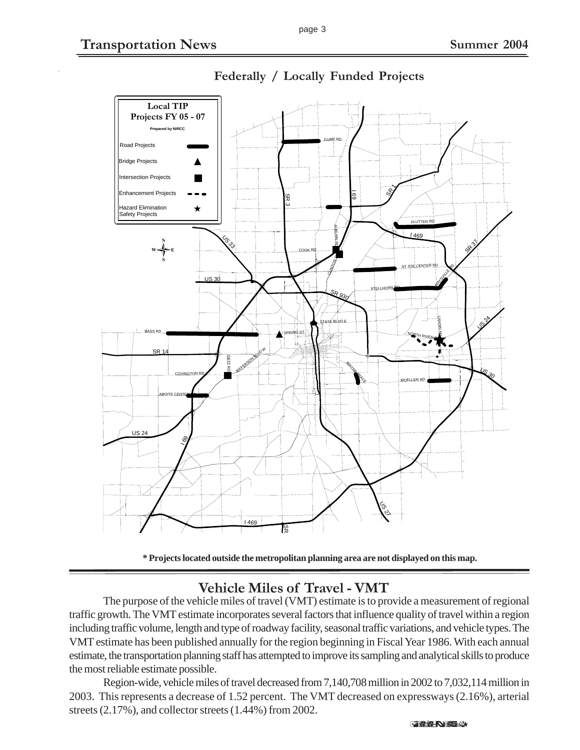## Federally / Locally Funded Projects

**Local TIP Projects FY 05 - 07**

Prepared by NIRCC

- Road Projects
- Bridge Projects
- Intersection Projects
- Enhancement Projects
- Hazard Elimination Safety Projects

**\* Projects located outside the metropolitan planning area are not displayed on this map.**

## Vehicle Miles of Travel - VMT

The purpose of the vehicle miles of travel (VMT) estimate is to provide a measurement of regional traffic growth. The VMT estimate incorporates several factors that influence quality of travel within a region including traffic volume, length and type of roadway facility, seasonal traffic variations, and vehicle types. The VMT estimate has been published annually for the region beginning in Fiscal Year 1986. With each annual estimate, the transportation planning staff has attempted to improve its sampling and analytical skills to produce the most reliable estimate possible.

Region-wide, vehicle miles of travel decreased from 7,140,708 million in 2002 to 7,032,114 million in 2003. This represents a decrease of 1.52 percent. The VMT decreased on expressways (2.16%), arterial streets (2.17%), and collector streets (1.44%) from 2002.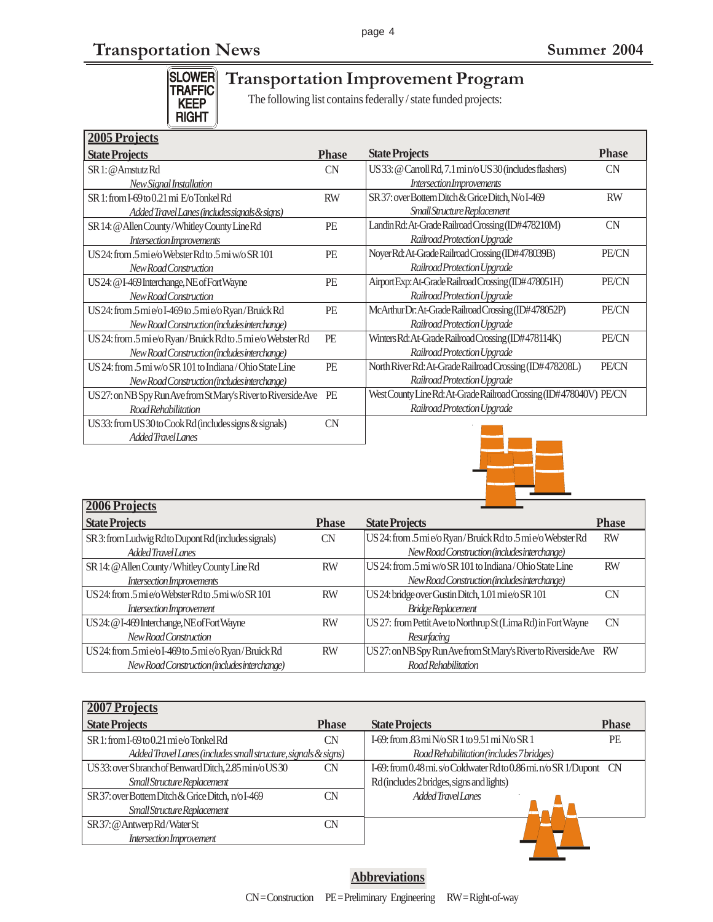## Transportation Improvement Program

The following list contains federally / state funded projects:

### 2005 Projects

| State Projects | Phase |
|---|---|
| SR 1: @ Amstutz Rd<br>*New Signal Installation* | CN |
| SR 1: from I-69 to 0.21 mi E/o Tonkel Rd<br>*Added Travel Lanes (includes signals & signs)* | RW |
| SR 14: @ Allen County / Whitley County Line Rd<br>*Intersection Improvements* | PE |
| US 24: from .5 mi e/o Webster Rd to .5 mi w/o SR 101<br>*New Road Construction* | PE |
| US 24: @ I-469 Interchange, NE of Fort Wayne<br>*New Road Construction* | PE |
| US 24: from .5 mi e/o I-469 to .5 mi e/o Ryan / Bruick Rd<br>*New Road Construction (includes interchange)* | PE |
| US 24: from .5 mi e/o Ryan / Bruick Rd to .5 mi e/o Webster Rd<br>*New Road Construction (includes interchange)* | PE |
| US 24: from .5 mi w/o SR 101 to Indiana / Ohio State Line<br>*New Road Construction (includes interchange)* | PE |
| US 27: on NB Spy Run Ave from St Mary's River to Riverside Ave<br>*Road Rehabilitation* | PE |
| US 33: from US 30 to Cook Rd (includes signs & signals)<br>*Added Travel Lanes* | CN |
| US 33: @ Carroll Rd, 7.1 mi n/o US 30 (includes flashers)<br>*Intersection Improvements* | CN |
| SR 37: over Bottem Ditch & Grice Ditch, N/o I-469<br>*Small Structure Replacement* | RW |
| Landin Rd: At-Grade Railroad Crossing (ID# 478210M)<br>*Railroad Protection Upgrade* | CN |
| Noyer Rd: At-Grade Railroad Crossing (ID# 478039B)<br>*Railroad Protection Upgrade* | PE/CN |
| Airport Exp: At-Grade Railroad Crossing (ID# 478051H)<br>*Railroad Protection Upgrade* | PE/CN |
| McArthur Dr: At-Grade Railroad Crossing (ID# 478052P)<br>*Railroad Protection Upgrade* | PE/CN |
| Winters Rd: At-Grade Railroad Crossing (ID# 478114K)<br>*Railroad Protection Upgrade* | PE/CN |
| North River Rd: At-Grade Railroad Crossing (ID# 478208L)<br>*Railroad Protection Upgrade* | PE/CN |
| West County Line Rd: At-Grade Railroad Crossing (ID# 478040V)<br>*Railroad Protection Upgrade* | PE/CN |

### 2006 Projects

| State Projects | Phase |
|---|---|
| SR 3: from Ludwig Rd to Dupont Rd (includes signals)<br>*Added Travel Lanes* | CN |
| SR 14: @ Allen County / Whitley County Line Rd<br>*Intersection Improvements* | RW |
| US 24: from .5 mi e/o Webster Rd to .5 mi w/o SR 101<br>*Intersection Improvement* | RW |
| US 24: @ I-469 Interchange, NE of Fort Wayne<br>*New Road Construction* | RW |
| US 24: from .5 mi e/o I-469 to .5 mi e/o Ryan / Bruick Rd<br>*New Road Construction (includes interchange)* | RW |
| US 24: from .5 mi e/o Ryan / Bruick Rd to .5 mi e/o Webster Rd<br>*New Road Construction (includes interchange)* | RW |
| US 24: from .5 mi w/o SR 101 to Indiana / Ohio State Line<br>*New Road Construction (includes interchange)* | RW |
| US 24: bridge over Gustin Ditch, 1.01 mi e/o SR 101<br>*Bridge Replacement* | CN |
| US 27: from Pettit Ave to Northrup St (Lima Rd) in Fort Wayne<br>*Resurfacing* | CN |
| US 27: on NB Spy Run Ave from St Mary's River to Riverside Ave<br>*Road Rehabilitation* | RW |

### 2007 Projects

| State Projects | Phase |
|---|---|
| SR 1: from I-69 to 0.21 mi e/o Tonkel Rd<br>*Added Travel Lanes (includes small structure, signals & signs)* | CN |
| US 33: over S branch of Benward Ditch, 2.85 mi n/o US 30<br>*Small Structure Replacement* | CN |
| SR 37: over Bottem Ditch & Grice Ditch, n/o I-469<br>*Small Structure Replacement* | CN |
| SR 37: @ Antwerp Rd / Water St<br>*Intersection Improvement* | CN |
| I-69: from .83 mi N/o SR 1 to 9.51 mi N/o SR 1<br>*Road Rehabilitation (includes 7 bridges)* | PE |
| I-69: from 0.48 mi. s/o Coldwater Rd to 0.86 mi. n/o SR 1/Dupont Rd (includes 2 bridges, signs and lights)<br>*Added Travel Lanes* | CN |

**Abbreviations**

CN = Construction  PE = Preliminary Engineering  RW = Right-of-way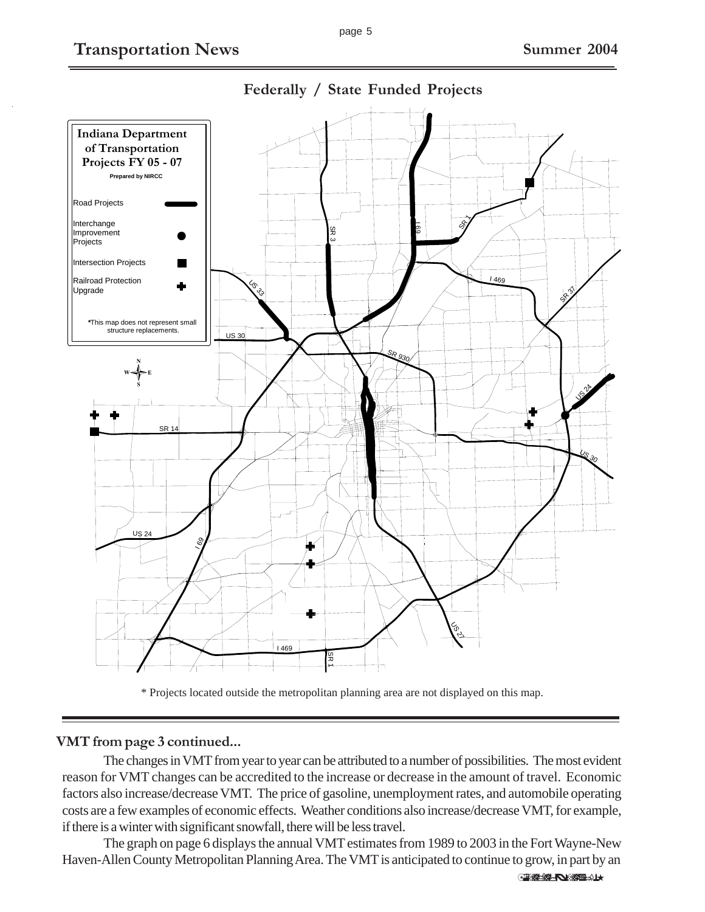## Federally / State Funded Projects

**Indiana Department of Transportation Projects FY 05 - 07**

Prepared by NIRCC

- Road Projects
- Interchange Improvement Projects
- Intersection Projects
- Railroad Protection Upgrade

*This map does not represent small structure replacements.

* Projects located outside the metropolitan planning area are not displayed on this map.

### VMT from page 3 continued...

The changes in VMT from year to year can be attributed to a number of possibilities. The most evident reason for VMT changes can be accredited to the increase or decrease in the amount of travel. Economic factors also increase/decrease VMT. The price of gasoline, unemployment rates, and automobile operating costs are a few examples of economic effects. Weather conditions also increase/decrease VMT, for example, if there is a winter with significant snowfall, there will be less travel.

The graph on page 6 displays the annual VMT estimates from 1989 to 2003 in the Fort Wayne-New Haven-Allen County Metropolitan Planning Area. The VMT is anticipated to continue to grow, in part by an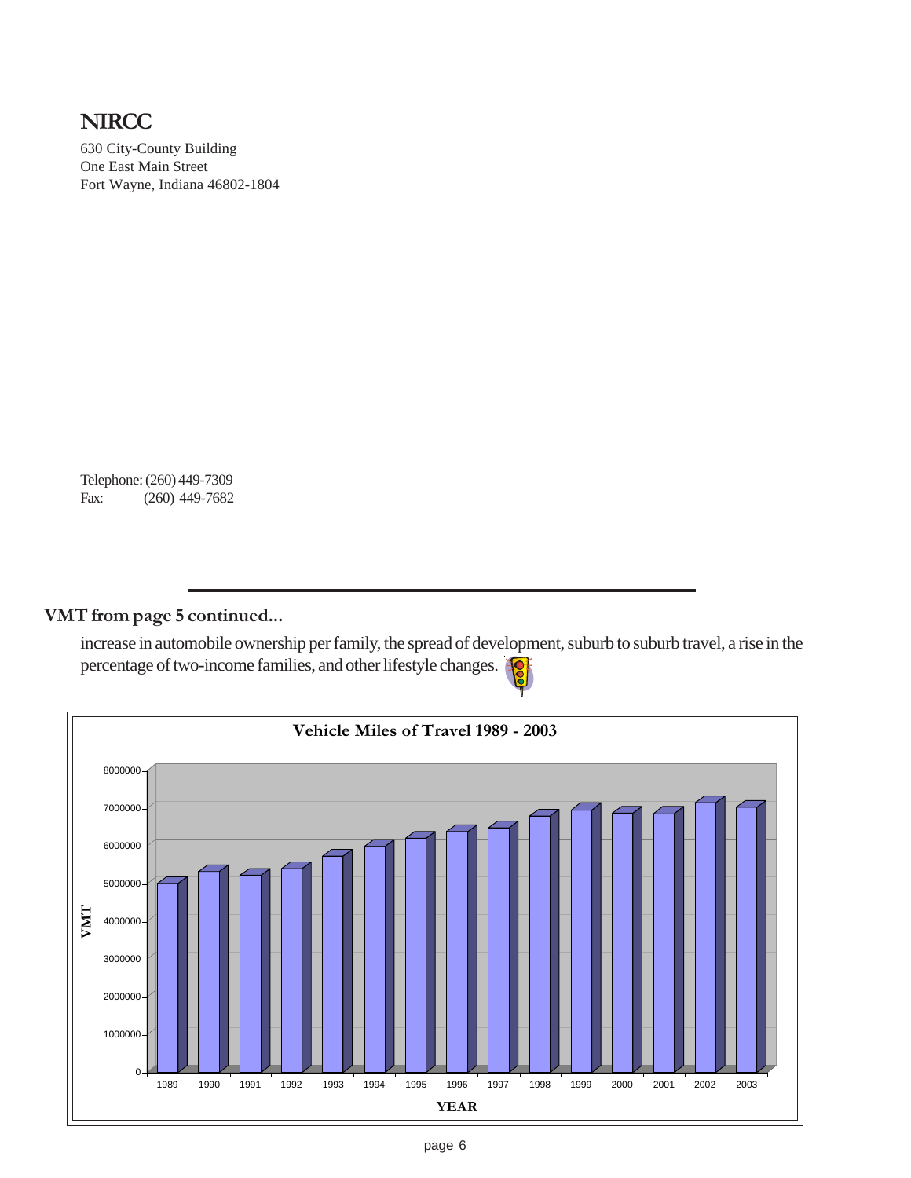## NIRCC

630 City-County Building
One East Main Street
Fort Wayne, Indiana 46802-1804

Telephone: (260) 449-7309
Fax: (260) 449-7682

---

### VMT from page 5 continued...

increase in automobile ownership per family, the spread of development, suburb to suburb travel, a rise in the percentage of two-income families, and other lifestyle changes.

Vehicle Miles of Travel 1989 - 2003

VMT

8000000
7000000
6000000
5000000
4000000
3000000
2000000
1000000
0

1989 1990 1991 1992 1993 1994 1995 1996 1997 1998 1999 2000 2001 2002 2003

YEAR